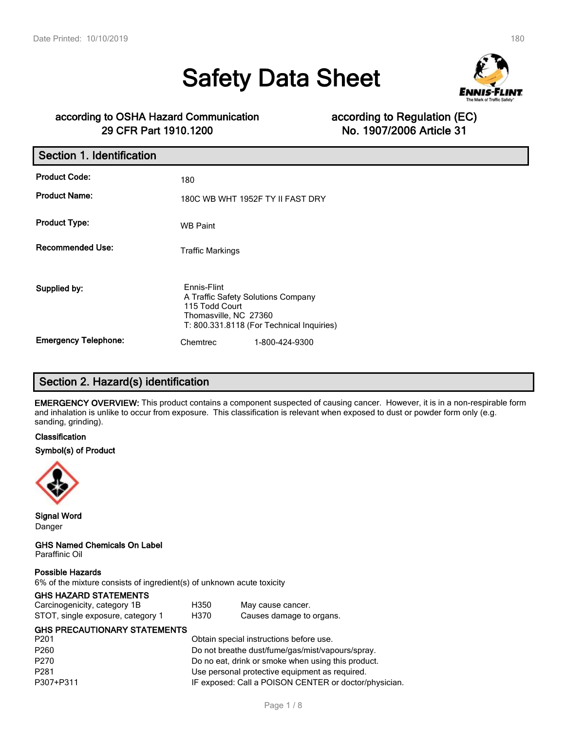# Safety Data Sheet

**according to OSHA Hazard Communication 29 CFR Part 1910.1200**

**according to Regulation (EC) No. 1907/2006 Article 31**

## Section 1. Identification

| | |
|---|---|
| **Product Code:** | 180 |
| **Product Name:** | 180C WB WHT 1952F TY II FAST DRY |
| **Product Type:** | WB Paint |
| **Recommended Use:** | Traffic Markings |
| **Supplied by:** | Ennis-Flint<br>A Traffic Safety Solutions Company<br>115 Todd Court<br>Thomasville, NC 27360<br>T: 800.331.8118 (For Technical Inquiries) |
| **Emergency Telephone:** | Chemtrec 1-800-424-9300 |

## Section 2. Hazard(s) identification

**EMERGENCY OVERVIEW:** This product contains a component suspected of causing cancer. However, it is in a non-respirable form and inhalation is unlike to occur from exposure. This classification is relevant when exposed to dust or powder form only (e.g. sanding, grinding).

**Classification**

**Symbol(s) of Product**

**Signal Word**
Danger

**GHS Named Chemicals On Label**
Paraffinic Oil

**Possible Hazards**
6% of the mixture consists of ingredient(s) of unknown acute toxicity

**GHS HAZARD STATEMENTS**

| | | |
|---|---|---|
| Carcinogenicity, category 1B | H350 | May cause cancer. |
| STOT, single exposure, category 1 | H370 | Causes damage to organs. |

**GHS PRECAUTIONARY STATEMENTS**

| | |
|---|---|
| P201 | Obtain special instructions before use. |
| P260 | Do not breathe dust/fume/gas/mist/vapours/spray. |
| P270 | Do no eat, drink or smoke when using this product. |
| P281 | Use personal protective equipment as required. |
| P307+P311 | IF exposed: Call a POISON CENTER or doctor/physician. |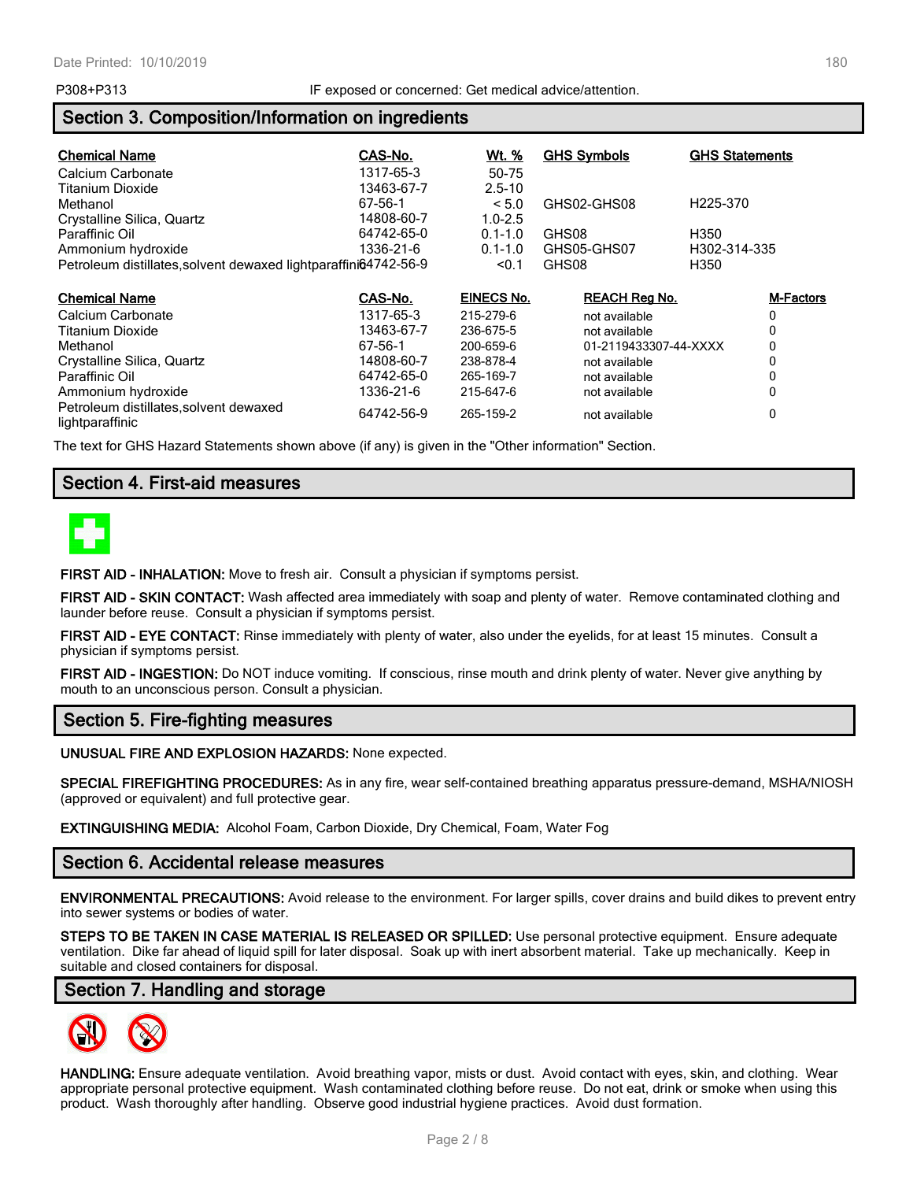P308+P313 IF exposed or concerned: Get medical advice/attention.

## Section 3. Composition/Information on ingredients

| Chemical Name | CAS-No. | Wt. % | GHS Symbols | GHS Statements |
| --- | --- | --- | --- | --- |
| Calcium Carbonate | 1317-65-3 | 50-75 | | |
| Titanium Dioxide | 13463-67-7 | 2.5-10 | | |
| Methanol | 67-56-1 | < 5.0 | GHS02-GHS08 | H225-370 |
| Crystalline Silica, Quartz | 14808-60-7 | 1.0-2.5 | | |
| Paraffinic Oil | 64742-65-0 | 0.1-1.0 | GHS08 | H350 |
| Ammonium hydroxide | 1336-21-6 | 0.1-1.0 | GHS05-GHS07 | H302-314-335 |
| Petroleum distillates,solvent dewaxed lightparaffinic | 64742-56-9 | <0.1 | GHS08 | H350 |

| Chemical Name | CAS-No. | EINECS No. | REACH Reg No. | M-Factors |
| --- | --- | --- | --- | --- |
| Calcium Carbonate | 1317-65-3 | 215-279-6 | not available | 0 |
| Titanium Dioxide | 13463-67-7 | 236-675-5 | not available | 0 |
| Methanol | 67-56-1 | 200-659-6 | 01-2119433307-44-XXXX | 0 |
| Crystalline Silica, Quartz | 14808-60-7 | 238-878-4 | not available | 0 |
| Paraffinic Oil | 64742-65-0 | 265-169-7 | not available | 0 |
| Ammonium hydroxide | 1336-21-6 | 215-647-6 | not available | 0 |
| Petroleum distillates,solvent dewaxed lightparaffinic | 64742-56-9 | 265-159-2 | not available | 0 |

The text for GHS Hazard Statements shown above (if any) is given in the "Other information" Section.

## Section 4. First-aid measures

**FIRST AID - INHALATION:** Move to fresh air. Consult a physician if symptoms persist.

**FIRST AID - SKIN CONTACT:** Wash affected area immediately with soap and plenty of water. Remove contaminated clothing and launder before reuse. Consult a physician if symptoms persist.

**FIRST AID - EYE CONTACT:** Rinse immediately with plenty of water, also under the eyelids, for at least 15 minutes. Consult a physician if symptoms persist.

**FIRST AID - INGESTION:** Do NOT induce vomiting. If conscious, rinse mouth and drink plenty of water. Never give anything by mouth to an unconscious person. Consult a physician.

## Section 5. Fire-fighting measures

**UNUSUAL FIRE AND EXPLOSION HAZARDS:** None expected.

**SPECIAL FIREFIGHTING PROCEDURES:** As in any fire, wear self-contained breathing apparatus pressure-demand, MSHA/NIOSH (approved or equivalent) and full protective gear.

**EXTINGUISHING MEDIA:** Alcohol Foam, Carbon Dioxide, Dry Chemical, Foam, Water Fog

## Section 6. Accidental release measures

**ENVIRONMENTAL PRECAUTIONS:** Avoid release to the environment. For larger spills, cover drains and build dikes to prevent entry into sewer systems or bodies of water.

**STEPS TO BE TAKEN IN CASE MATERIAL IS RELEASED OR SPILLED:** Use personal protective equipment. Ensure adequate ventilation. Dike far ahead of liquid spill for later disposal. Soak up with inert absorbent material. Take up mechanically. Keep in suitable and closed containers for disposal.

## Section 7. Handling and storage

**HANDLING:** Ensure adequate ventilation. Avoid breathing vapor, mists or dust. Avoid contact with eyes, skin, and clothing. Wear appropriate personal protective equipment. Wash contaminated clothing before reuse. Do not eat, drink or smoke when using this product. Wash thoroughly after handling. Observe good industrial hygiene practices. Avoid dust formation.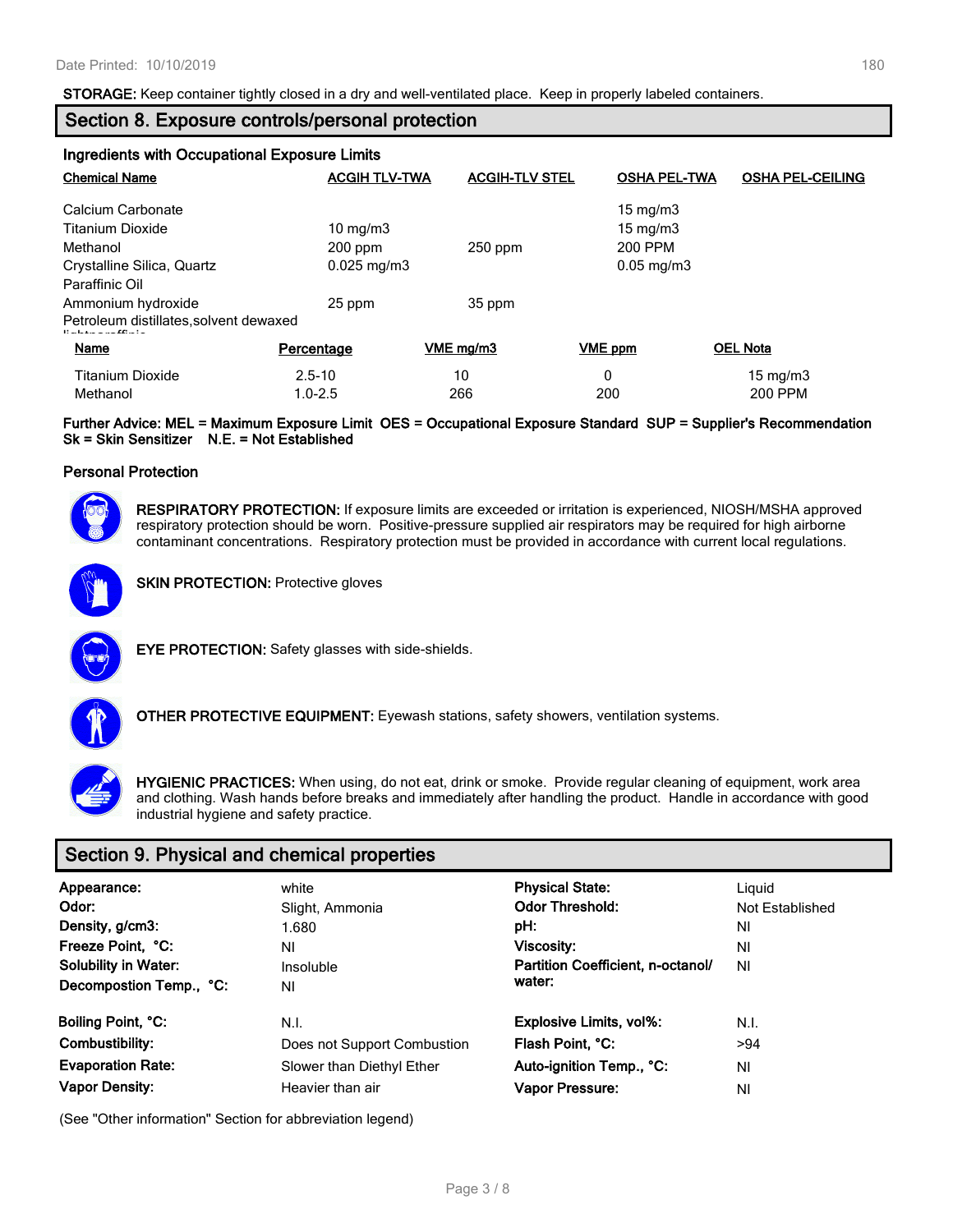**STORAGE:** Keep container tightly closed in a dry and well-ventilated place. Keep in properly labeled containers.

## Section 8. Exposure controls/personal protection

### Ingredients with Occupational Exposure Limits

| Chemical Name | ACGIH TLV-TWA | ACGIH-TLV STEL | OSHA PEL-TWA | OSHA PEL-CEILING |
|---|---|---|---|---|
| Calcium Carbonate | | | 15 mg/m3 | |
| Titanium Dioxide | 10 mg/m3 | | 15 mg/m3 | |
| Methanol | 200 ppm | 250 ppm | 200 PPM | |
| Crystalline Silica, Quartz | 0.025 mg/m3 | | 0.05 mg/m3 | |
| Paraffinic Oil | | | | |
| Ammonium hydroxide | 25 ppm | 35 ppm | | |
| Petroleum distillates,solvent dewaxed lightparaffinic | | | | |

| Name | Percentage | VME mg/m3 | VME ppm | OEL Nota |
|---|---|---|---|---|
| Titanium Dioxide | 2.5-10 | 10 | 0 | 15 mg/m3 |
| Methanol | 1.0-2.5 | 266 | 200 | 200 PPM |

**Further Advice: MEL = Maximum Exposure Limit OES = Occupational Exposure Standard SUP = Supplier's Recommendation Sk = Skin Sensitizer N.E. = Not Established**

### Personal Protection

**RESPIRATORY PROTECTION:** If exposure limits are exceeded or irritation is experienced, NIOSH/MSHA approved respiratory protection should be worn. Positive-pressure supplied air respirators may be required for high airborne contaminant concentrations. Respiratory protection must be provided in accordance with current local regulations.

**SKIN PROTECTION:** Protective gloves

**EYE PROTECTION:** Safety glasses with side-shields.

**OTHER PROTECTIVE EQUIPMENT:** Eyewash stations, safety showers, ventilation systems.

**HYGIENIC PRACTICES:** When using, do not eat, drink or smoke. Provide regular cleaning of equipment, work area and clothing. Wash hands before breaks and immediately after handling the product. Handle in accordance with good industrial hygiene and safety practice.

## Section 9. Physical and chemical properties

| | | | |
|---|---|---|---|
| **Appearance:** | white | **Physical State:** | Liquid |
| **Odor:** | Slight, Ammonia | **Odor Threshold:** | Not Established |
| **Density, g/cm3:** | 1.680 | **pH:** | NI |
| **Freeze Point, °C:** | NI | **Viscosity:** | NI |
| **Solubility in Water:** | Insoluble | **Partition Coefficient, n-octanol/ water:** | NI |
| **Decompostion Temp., °C:** | NI | | |
| **Boiling Point, °C:** | N.I. | **Explosive Limits, vol%:** | N.I. |
| **Combustibility:** | Does not Support Combustion | **Flash Point, °C:** | >94 |
| **Evaporation Rate:** | Slower than Diethyl Ether | **Auto-ignition Temp., °C:** | NI |
| **Vapor Density:** | Heavier than air | **Vapor Pressure:** | NI |

(See "Other information" Section for abbreviation legend)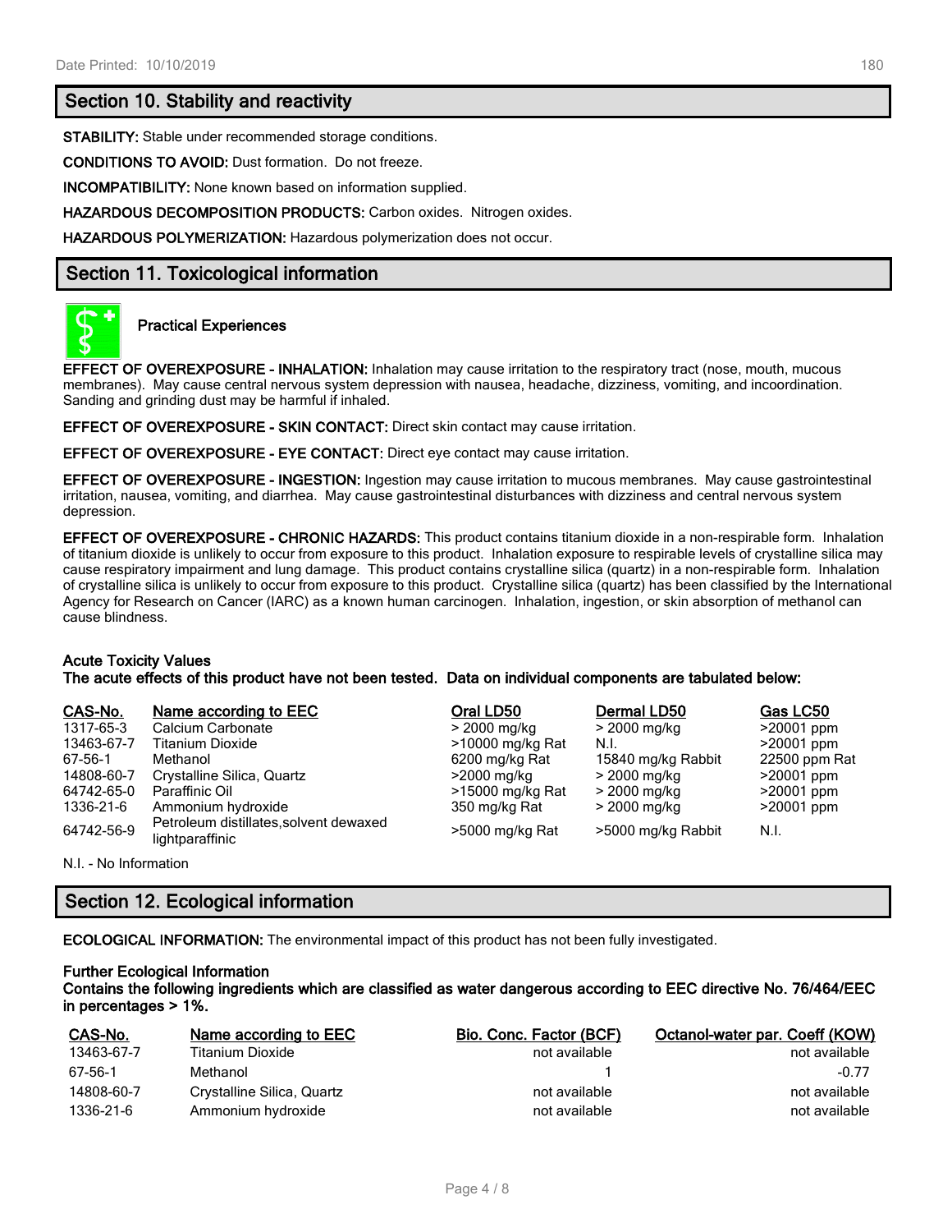## Section 10. Stability and reactivity

**STABILITY:** Stable under recommended storage conditions.

**CONDITIONS TO AVOID:** Dust formation. Do not freeze.

**INCOMPATIBILITY:** None known based on information supplied.

**HAZARDOUS DECOMPOSITION PRODUCTS:** Carbon oxides. Nitrogen oxides.

**HAZARDOUS POLYMERIZATION:** Hazardous polymerization does not occur.

## Section 11. Toxicological information

### Practical Experiences

**EFFECT OF OVEREXPOSURE - INHALATION:** Inhalation may cause irritation to the respiratory tract (nose, mouth, mucous membranes). May cause central nervous system depression with nausea, headache, dizziness, vomiting, and incoordination. Sanding and grinding dust may be harmful if inhaled.

**EFFECT OF OVEREXPOSURE - SKIN CONTACT:** Direct skin contact may cause irritation.

**EFFECT OF OVEREXPOSURE - EYE CONTACT:** Direct eye contact may cause irritation.

**EFFECT OF OVEREXPOSURE - INGESTION:** Ingestion may cause irritation to mucous membranes. May cause gastrointestinal irritation, nausea, vomiting, and diarrhea. May cause gastrointestinal disturbances with dizziness and central nervous system depression.

**EFFECT OF OVEREXPOSURE - CHRONIC HAZARDS:** This product contains titanium dioxide in a non-respirable form. Inhalation of titanium dioxide is unlikely to occur from exposure to this product. Inhalation exposure to respirable levels of crystalline silica may cause respiratory impairment and lung damage. This product contains crystalline silica (quartz) in a non-respirable form. Inhalation of crystalline silica is unlikely to occur from exposure to this product. Crystalline silica (quartz) has been classified by the International Agency for Research on Cancer (IARC) as a known human carcinogen. Inhalation, ingestion, or skin absorption of methanol can cause blindness.

**Acute Toxicity Values**
**The acute effects of this product have not been tested. Data on individual components are tabulated below:**

| CAS-No. | Name according to EEC | Oral LD50 | Dermal LD50 | Gas LC50 |
|---|---|---|---|---|
| 1317-65-3 | Calcium Carbonate | > 2000 mg/kg | > 2000 mg/kg | >20001 ppm |
| 13463-67-7 | Titanium Dioxide | >10000 mg/kg Rat | N.I. | >20001 ppm |
| 67-56-1 | Methanol | 6200 mg/kg Rat | 15840 mg/kg Rabbit | 22500 ppm Rat |
| 14808-60-7 | Crystalline Silica, Quartz | >2000 mg/kg | > 2000 mg/kg | >20001 ppm |
| 64742-65-0 | Paraffinic Oil | >15000 mg/kg Rat | > 2000 mg/kg | >20001 ppm |
| 1336-21-6 | Ammonium hydroxide | 350 mg/kg Rat | > 2000 mg/kg | >20001 ppm |
| 64742-56-9 | Petroleum distillates,solvent dewaxed lightparaffinic | >5000 mg/kg Rat | >5000 mg/kg Rabbit | N.I. |

N.I. - No Information

## Section 12. Ecological information

**ECOLOGICAL INFORMATION:** The environmental impact of this product has not been fully investigated.

**Further Ecological Information**
**Contains the following ingredients which are classified as water dangerous according to EEC directive No. 76/464/EEC in percentages > 1%.**

| CAS-No. | Name according to EEC | Bio. Conc. Factor (BCF) | Octanol-water par. Coeff (KOW) |
|---|---|---|---|
| 13463-67-7 | Titanium Dioxide | not available | not available |
| 67-56-1 | Methanol | 1 | -0.77 |
| 14808-60-7 | Crystalline Silica, Quartz | not available | not available |
| 1336-21-6 | Ammonium hydroxide | not available | not available |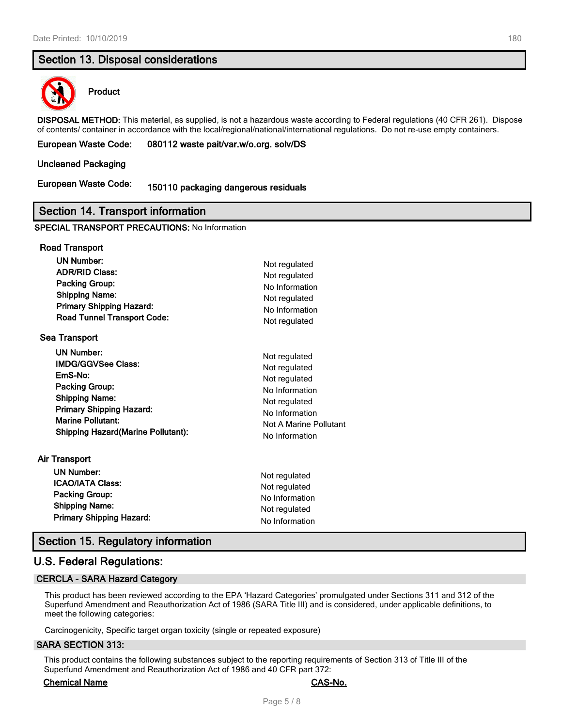## Section 13. Disposal considerations

**Product**

**DISPOSAL METHOD:** This material, as supplied, is not a hazardous waste according to Federal regulations (40 CFR 261). Dispose of contents/ container in accordance with the local/regional/national/international regulations. Do not re-use empty containers.

**European Waste Code:** **080112 waste pait/var.w/o.org. solv/DS**

**Uncleaned Packaging**

**European Waste Code:** **150110 packaging dangerous residuals**

## Section 14. Transport information

**SPECIAL TRANSPORT PRECAUTIONS:** No Information

### Road Transport

| | |
|---|---|
| **UN Number:** | Not regulated |
| **ADR/RID Class:** | Not regulated |
| **Packing Group:** | No Information |
| **Shipping Name:** | Not regulated |
| **Primary Shipping Hazard:** | No Information |
| **Road Tunnel Transport Code:** | Not regulated |

### Sea Transport

| | |
|---|---|
| **UN Number:** | Not regulated |
| **IMDG/GGVSee Class:** | Not regulated |
| **EmS-No:** | Not regulated |
| **Packing Group:** | No Information |
| **Shipping Name:** | Not regulated |
| **Primary Shipping Hazard:** | No Information |
| **Marine Pollutant:** | Not A Marine Pollutant |
| **Shipping Hazard(Marine Pollutant):** | No Information |

### Air Transport

| | |
|---|---|
| **UN Number:** | Not regulated |
| **ICAO/IATA Class:** | Not regulated |
| **Packing Group:** | No Information |
| **Shipping Name:** | Not regulated |
| **Primary Shipping Hazard:** | No Information |

## Section 15. Regulatory information

### U.S. Federal Regulations:

#### CERCLA - SARA Hazard Category

This product has been reviewed according to the EPA 'Hazard Categories' promulgated under Sections 311 and 312 of the Superfund Amendment and Reauthorization Act of 1986 (SARA Title III) and is considered, under applicable definitions, to meet the following categories:

Carcinogenicity, Specific target organ toxicity (single or repeated exposure)

#### SARA SECTION 313:

This product contains the following substances subject to the reporting requirements of Section 313 of Title III of the Superfund Amendment and Reauthorization Act of 1986 and 40 CFR part 372:

| Chemical Name | CAS-No. |
|---|---|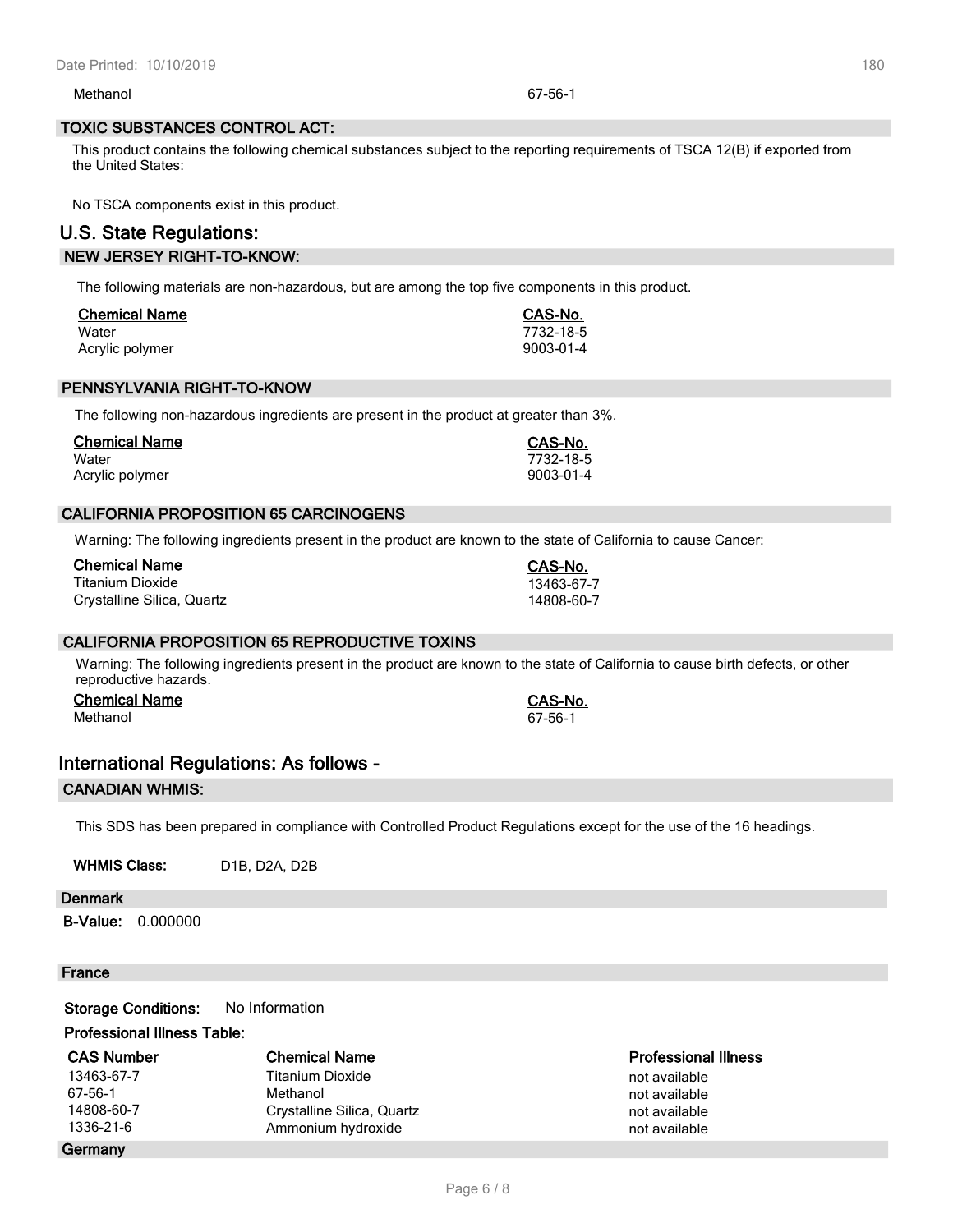| Methanol | 67-56-1 |
|---|---|

## TOXIC SUBSTANCES CONTROL ACT:

This product contains the following chemical substances subject to the reporting requirements of TSCA 12(B) if exported from the United States:

No TSCA components exist in this product.

# U.S. State Regulations:

## NEW JERSEY RIGHT-TO-KNOW:

The following materials are non-hazardous, but are among the top five components in this product.

| Chemical Name | CAS-No. |
|---|---|
| Water | 7732-18-5 |
| Acrylic polymer | 9003-01-4 |

## PENNSYLVANIA RIGHT-TO-KNOW

The following non-hazardous ingredients are present in the product at greater than 3%.

| Chemical Name | CAS-No. |
|---|---|
| Water | 7732-18-5 |
| Acrylic polymer | 9003-01-4 |

## CALIFORNIA PROPOSITION 65 CARCINOGENS

Warning: The following ingredients present in the product are known to the state of California to cause Cancer:

| Chemical Name | CAS-No. |
|---|---|
| Titanium Dioxide | 13463-67-7 |
| Crystalline Silica, Quartz | 14808-60-7 |

## CALIFORNIA PROPOSITION 65 REPRODUCTIVE TOXINS

Warning: The following ingredients present in the product are known to the state of California to cause birth defects, or other reproductive hazards.

| Chemical Name | CAS-No. |
|---|---|
| Methanol | 67-56-1 |

# International Regulations: As follows -

## CANADIAN WHMIS:

This SDS has been prepared in compliance with Controlled Product Regulations except for the use of the 16 headings.

**WHMIS Class:** D1B, D2A, D2B

## Denmark

**B-Value:** 0.000000

## France

**Storage Conditions:** No Information

**Professional Illness Table:**

| CAS Number | Chemical Name | Professional Illness |
|---|---|---|
| 13463-67-7 | Titanium Dioxide | not available |
| 67-56-1 | Methanol | not available |
| 14808-60-7 | Crystalline Silica, Quartz | not available |
| 1336-21-6 | Ammonium hydroxide | not available |

## Germany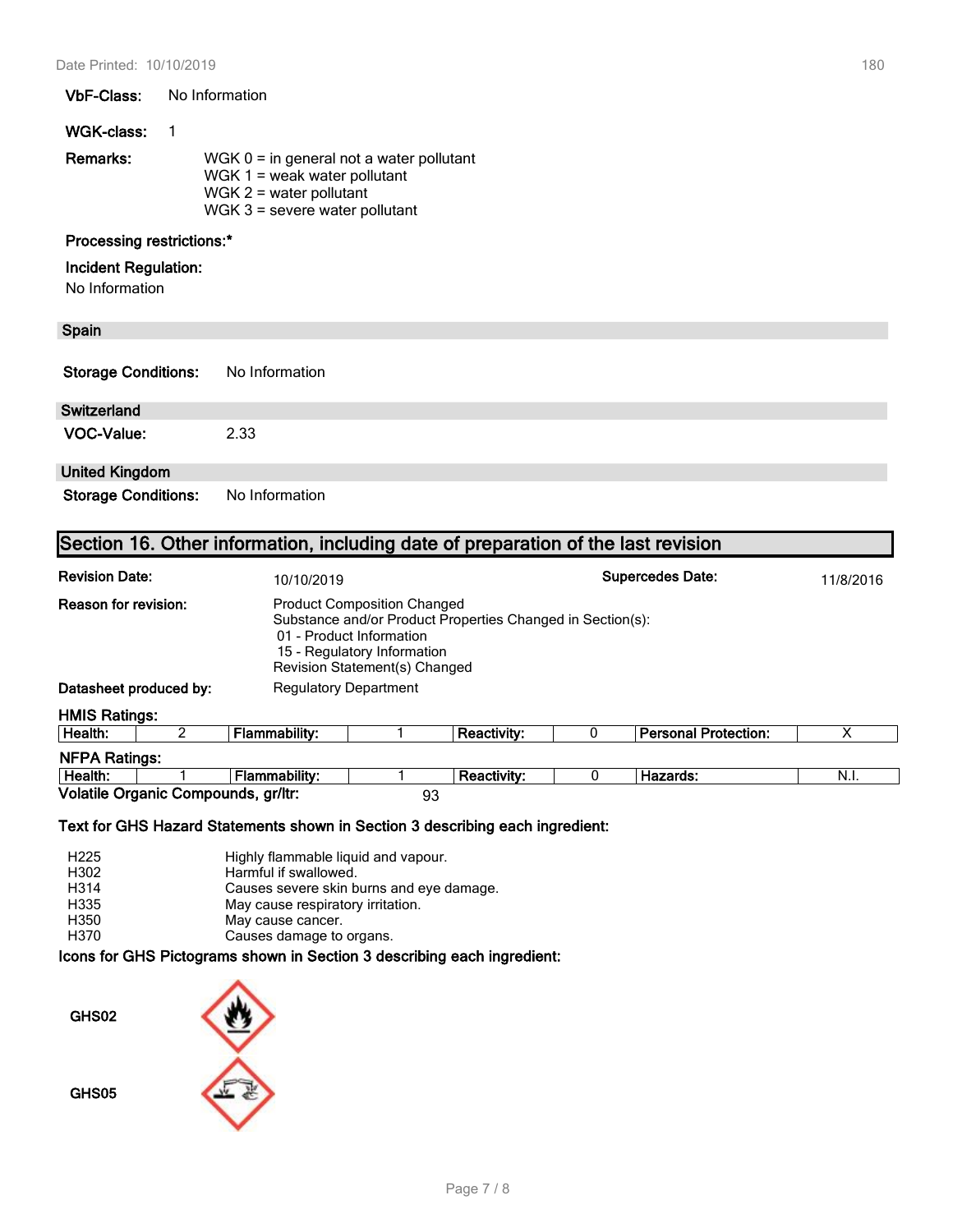**VbF-Class:** No Information

**WGK-class:** 1

**Remarks:**
WGK 0 = in general not a water pollutant
WGK 1 = weak water pollutant
WGK 2 = water pollutant
WGK 3 = severe water pollutant

**Processing restrictions:***

**Incident Regulation:**
No Information

### Spain

**Storage Conditions:** No Information

### Switzerland

**VOC-Value:** 2.33

### United Kingdom

**Storage Conditions:** No Information

## Section 16. Other information, including date of preparation of the last revision

**Revision Date:** 10/10/2019

**Supercedes Date:** 11/8/2016

**Reason for revision:**
Product Composition Changed
Substance and/or Product Properties Changed in Section(s):
01 - Product Information
15 - Regulatory Information
Revision Statement(s) Changed

**Datasheet produced by:** Regulatory Department

**HMIS Ratings:**

| Health: | 2 | Flammability: | 1 | Reactivity: | 0 | Personal Protection: | X |
|---|---|---|---|---|---|---|---|

**NFPA Ratings:**

| Health: | 1 | Flammability: | 1 | Reactivity: | 0 | Hazards: | N.I. |
|---|---|---|---|---|---|---|---|

**Volatile Organic Compounds, gr/ltr:** 93

**Text for GHS Hazard Statements shown in Section 3 describing each ingredient:**

H225 Highly flammable liquid and vapour.
H302 Harmful if swallowed.
H314 Causes severe skin burns and eye damage.
H335 May cause respiratory irritation.
H350 May cause cancer.
H370 Causes damage to organs.

**Icons for GHS Pictograms shown in Section 3 describing each ingredient:**

GHS02

GHS05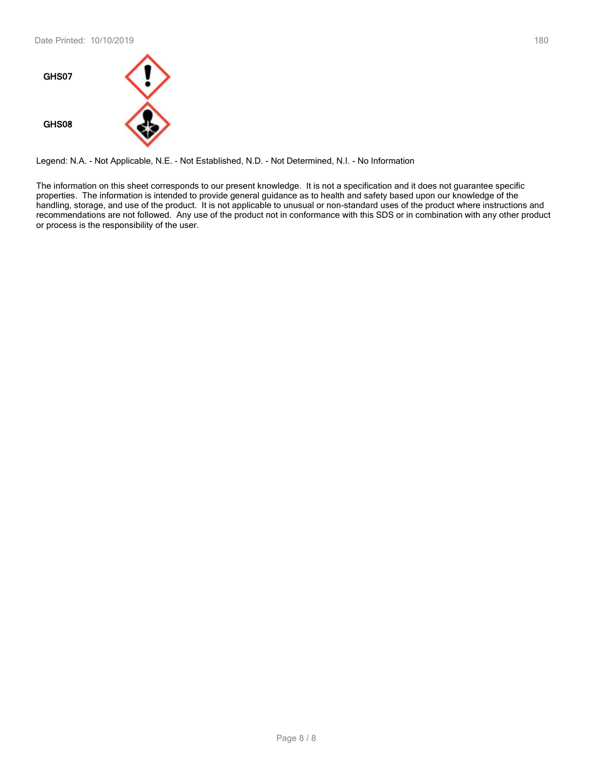**GHS07**

**GHS08**

Legend: N.A. - Not Applicable, N.E. - Not Established, N.D. - Not Determined, N.I. - No Information

The information on this sheet corresponds to our present knowledge. It is not a specification and it does not guarantee specific properties. The information is intended to provide general guidance as to health and safety based upon our knowledge of the handling, storage, and use of the product. It is not applicable to unusual or non-standard uses of the product where instructions and recommendations are not followed. Any use of the product not in conformance with this SDS or in combination with any other product or process is the responsibility of the user.